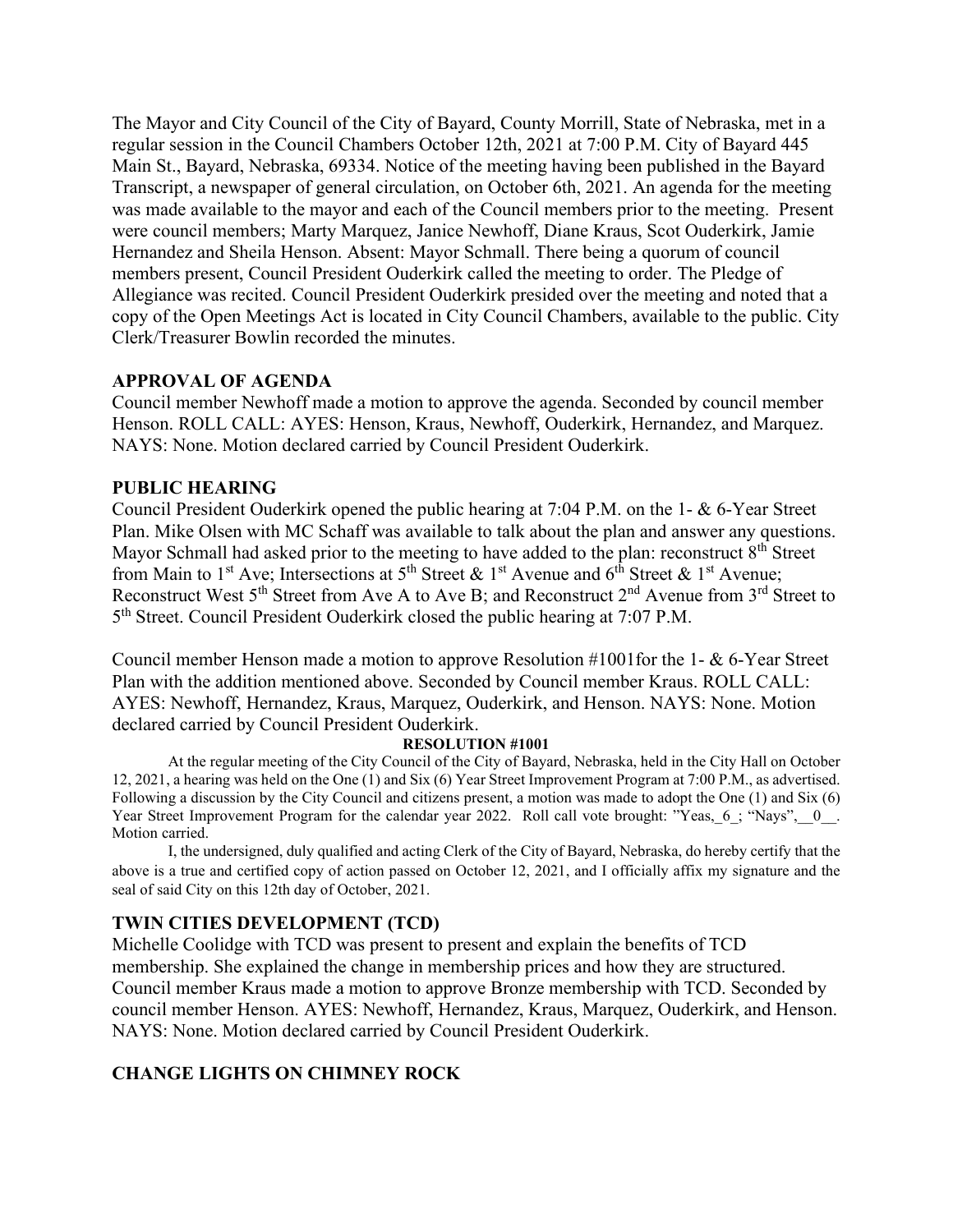The Mayor and City Council of the City of Bayard, County Morrill, State of Nebraska, met in a regular session in the Council Chambers October 12th, 2021 at 7:00 P.M. City of Bayard 445 Main St., Bayard, Nebraska, 69334. Notice of the meeting having been published in the Bayard Transcript, a newspaper of general circulation, on October 6th, 2021. An agenda for the meeting was made available to the mayor and each of the Council members prior to the meeting. Present were council members; Marty Marquez, Janice Newhoff, Diane Kraus, Scot Ouderkirk, Jamie Hernandez and Sheila Henson. Absent: Mayor Schmall. There being a quorum of council members present, Council President Ouderkirk called the meeting to order. The Pledge of Allegiance was recited. Council President Ouderkirk presided over the meeting and noted that a copy of the Open Meetings Act is located in City Council Chambers, available to the public. City Clerk/Treasurer Bowlin recorded the minutes.

## APPROVAL OF AGENDA

Council member Newhoff made a motion to approve the agenda. Seconded by council member Henson. ROLL CALL: AYES: Henson, Kraus, Newhoff, Ouderkirk, Hernandez, and Marquez. NAYS: None. Motion declared carried by Council President Ouderkirk.

## PUBLIC HEARING

Council President Ouderkirk opened the public hearing at 7:04 P.M. on the 1- & 6-Year Street Plan. Mike Olsen with MC Schaff was available to talk about the plan and answer any questions. Mayor Schmall had asked prior to the meeting to have added to the plan: reconstruct 8th Street from Main to 1st Ave; Intersections at 5th Street & 1st Avenue and 6th Street & 1st Avenue; Reconstruct West 5th Street from Ave A to Ave B; and Reconstruct 2nd Avenue from 3rd Street to 5th Street. Council President Ouderkirk closed the public hearing at 7:07 P.M.

Council member Henson made a motion to approve Resolution #1001for the 1- & 6-Year Street Plan with the addition mentioned above. Seconded by Council member Kraus. ROLL CALL: AYES: Newhoff, Hernandez, Kraus, Marquez, Ouderkirk, and Henson. NAYS: None. Motion declared carried by Council President Ouderkirk.

**RESOLUTION #1001**

At the regular meeting of the City Council of the City of Bayard, Nebraska, held in the City Hall on October 12, 2021, a hearing was held on the One (1) and Six (6) Year Street Improvement Program at 7:00 P.M., as advertised. Following a discussion by the City Council and citizens present, a motion was made to adopt the One (1) and Six (6) Year Street Improvement Program for the calendar year 2022. Roll call vote brought: "Yeas,_6_; "Nays",__0__. Motion carried.

I, the undersigned, duly qualified and acting Clerk of the City of Bayard, Nebraska, do hereby certify that the above is a true and certified copy of action passed on October 12, 2021, and I officially affix my signature and the seal of said City on this 12th day of October, 2021.

## TWIN CITIES DEVELOPMENT (TCD)

Michelle Coolidge with TCD was present to present and explain the benefits of TCD membership. She explained the change in membership prices and how they are structured. Council member Kraus made a motion to approve Bronze membership with TCD. Seconded by council member Henson. AYES: Newhoff, Hernandez, Kraus, Marquez, Ouderkirk, and Henson. NAYS: None. Motion declared carried by Council President Ouderkirk.

## CHANGE LIGHTS ON CHIMNEY ROCK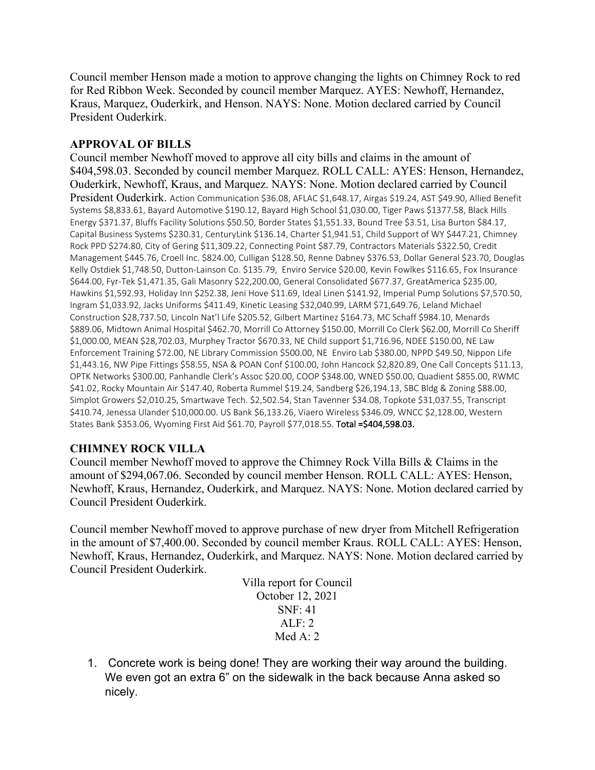Council member Henson made a motion to approve changing the lights on Chimney Rock to red for Red Ribbon Week. Seconded by council member Marquez. AYES: Newhoff, Hernandez, Kraus, Marquez, Ouderkirk, and Henson. NAYS: None. Motion declared carried by Council President Ouderkirk.

**APPROVAL OF BILLS**

Council member Newhoff moved to approve all city bills and claims in the amount of $404,598.03. Seconded by council member Marquez. ROLL CALL: AYES: Henson, Hernandez, Ouderkirk, Newhoff, Kraus, and Marquez. NAYS: None. Motion declared carried by Council President Ouderkirk. Action Communication $36.08, AFLAC $1,648.17, Airgas $19.24, AST $49.90, Allied Benefit Systems $8,833.61, Bayard Automotive $190.12, Bayard High School $1,030.00, Tiger Paws $1377.58, Black Hills Energy $371.37, Bluffs Facility Solutions $50.50, Border States $1,551.33, Bound Tree $3.51, Lisa Burton $84.17, Capital Business Systems $230.31, CenturyLink $136.14, Charter $1,941.51, Child Support of WY $447.21, Chimney Rock PPD $274.80, City of Gering $11,309.22, Connecting Point $87.79, Contractors Materials $322.50, Credit Management $445.76, Croell Inc. $824.00, Culligan $128.50, Renne Dabney $376.53, Dollar General $23.70, Douglas Kelly Ostdiek $1,748.50, Dutton-Lainson Co. $135.79, Enviro Service $20.00, Kevin Fowlkes $116.65, Fox Insurance $644.00, Fyr-Tek $1,471.35, Gali Masonry $22,200.00, General Consolidated $677.37, GreatAmerica $235.00, Hawkins $1,592.93, Holiday Inn $252.38, Jeni Hove $11.69, Ideal Linen $141.92, Imperial Pump Solutions $7,570.50, Ingram $1,033.92, Jacks Uniforms $411.49, Kinetic Leasing $32,040.99, LARM $71,649.76, Leland Michael Construction $28,737.50, Lincoln Nat'l Life $205.52, Gilbert Martinez $164.73, MC Schaff $984.10, Menards $889.06, Midtown Animal Hospital $462.70, Morrill Co Attorney $150.00, Morrill Co Clerk $62.00, Morrill Co Sheriff $1,000.00, MEAN $28,702.03, Murphey Tractor $670.33, NE Child support $1,716.96, NDEE $150.00, NE Law Enforcement Training $72.00, NE Library Commission $500.00, NE Enviro Lab $380.00, NPPD $49.50, Nippon Life $1,443.16, NW Pipe Fittings $58.55, NSA & POAN Conf $100.00, John Hancock $2,820.89, One Call Concepts $11.13, OPTK Networks $300.00, Panhandle Clerk's Assoc $20.00, COOP $348.00, WNED $50.00, Quadient $855.00, RWMC $41.02, Rocky Mountain Air $147.40, Roberta Rummel $19.24, Sandberg $26,194.13, SBC Bldg & Zoning $88.00, Simplot Growers $2,010.25, Smartwave Tech. $2,502.54, Stan Tavenner $34.08, Topkote $31,037.55, Transcript $410.74, Jenessa Ulander $10,000.00. US Bank $6,133.26, Viaero Wireless $346.09, WNCC $2,128.00, Western States Bank $353.06, Wyoming First Aid $61.70, Payroll $77,018.55. Total =$404,598.03.

**CHIMNEY ROCK VILLA**

Council member Newhoff moved to approve the Chimney Rock Villa Bills & Claims in the amount of $294,067.06. Seconded by council member Henson. ROLL CALL: AYES: Henson, Newhoff, Kraus, Hernandez, Ouderkirk, and Marquez. NAYS: None. Motion declared carried by Council President Ouderkirk.

Council member Newhoff moved to approve purchase of new dryer from Mitchell Refrigeration in the amount of $7,400.00. Seconded by council member Kraus. ROLL CALL: AYES: Henson, Newhoff, Kraus, Hernandez, Ouderkirk, and Marquez. NAYS: None. Motion declared carried by Council President Ouderkirk.

Villa report for Council
October 12, 2021
SNF: 41
ALF: 2
Med A: 2

1. Concrete work is being done! They are working their way around the building. We even got an extra 6" on the sidewalk in the back because Anna asked so nicely.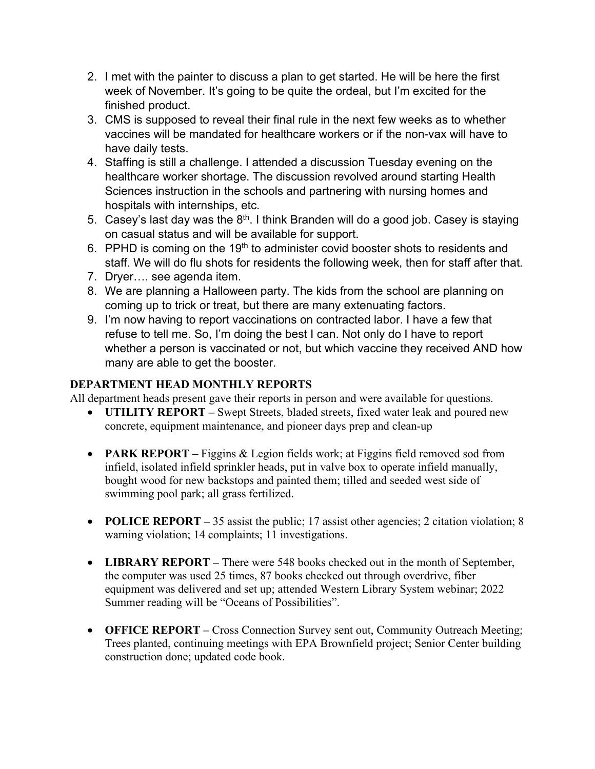2. I met with the painter to discuss a plan to get started. He will be here the first week of November. It's going to be quite the ordeal, but I'm excited for the finished product.
3. CMS is supposed to reveal their final rule in the next few weeks as to whether vaccines will be mandated for healthcare workers or if the non-vax will have to have daily tests.
4. Staffing is still a challenge. I attended a discussion Tuesday evening on the healthcare worker shortage. The discussion revolved around starting Health Sciences instruction in the schools and partnering with nursing homes and hospitals with internships, etc.
5. Casey's last day was the 8th. I think Branden will do a good job. Casey is staying on casual status and will be available for support.
6. PPHD is coming on the 19th to administer covid booster shots to residents and staff. We will do flu shots for residents the following week, then for staff after that.
7. Dryer…. see agenda item.
8. We are planning a Halloween party. The kids from the school are planning on coming up to trick or treat, but there are many extenuating factors.
9. I'm now having to report vaccinations on contracted labor. I have a few that refuse to tell me. So, I'm doing the best I can. Not only do I have to report whether a person is vaccinated or not, but which vaccine they received AND how many are able to get the booster.

**DEPARTMENT HEAD MONTHLY REPORTS**

All department heads present gave their reports in person and were available for questions.

- **UTILITY REPORT –** Swept Streets, bladed streets, fixed water leak and poured new concrete, equipment maintenance, and pioneer days prep and clean-up
- **PARK REPORT –** Figgins & Legion fields work; at Figgins field removed sod from infield, isolated infield sprinkler heads, put in valve box to operate infield manually, bought wood for new backstops and painted them; tilled and seeded west side of swimming pool park; all grass fertilized.
- **POLICE REPORT –** 35 assist the public; 17 assist other agencies; 2 citation violation; 8 warning violation; 14 complaints; 11 investigations.
- **LIBRARY REPORT –** There were 548 books checked out in the month of September, the computer was used 25 times, 87 books checked out through overdrive, fiber equipment was delivered and set up; attended Western Library System webinar; 2022 Summer reading will be "Oceans of Possibilities".
- **OFFICE REPORT –** Cross Connection Survey sent out, Community Outreach Meeting; Trees planted, continuing meetings with EPA Brownfield project; Senior Center building construction done; updated code book.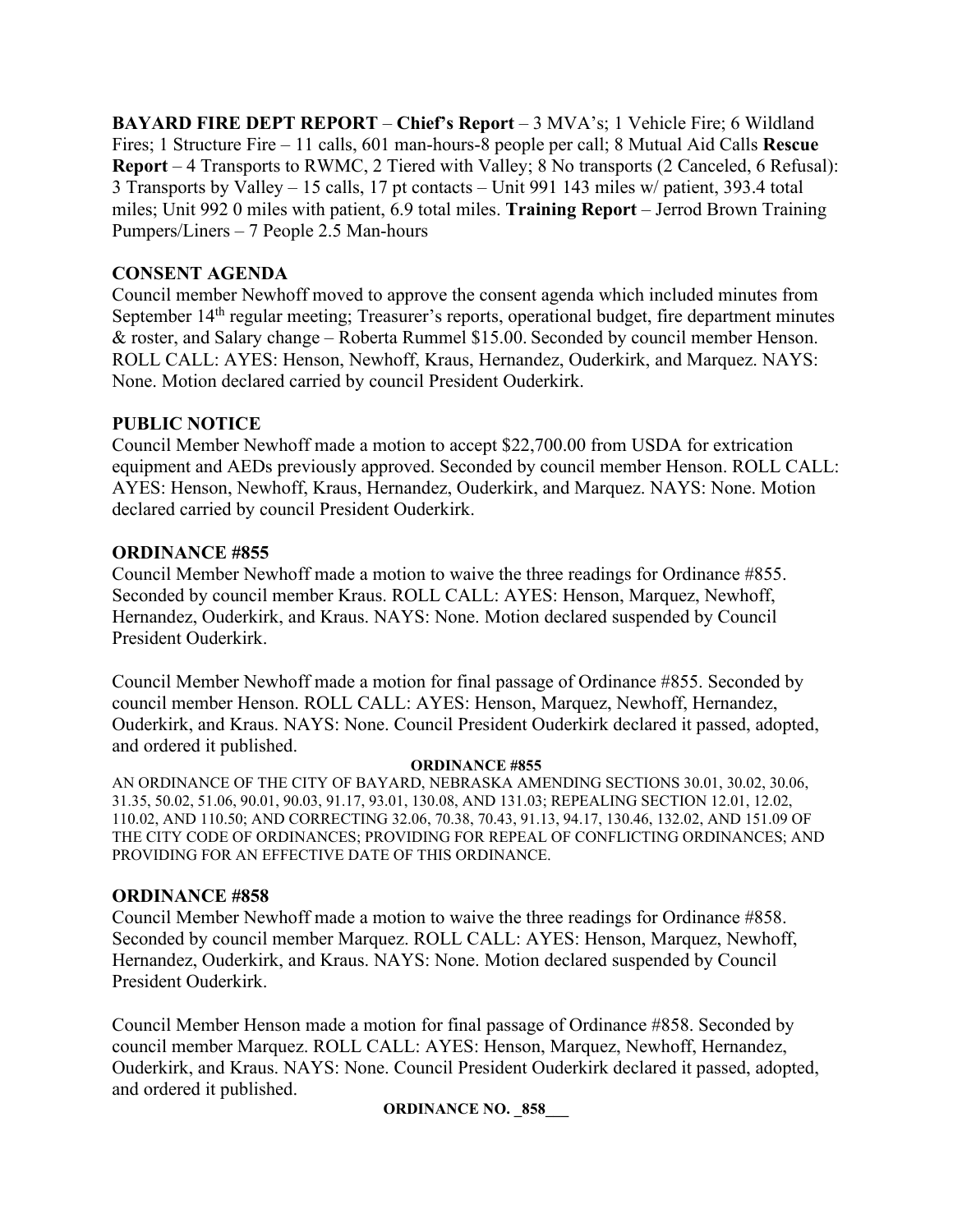**BAYARD FIRE DEPT REPORT** – **Chief's Report** – 3 MVA's; 1 Vehicle Fire; 6 Wildland Fires; 1 Structure Fire – 11 calls, 601 man-hours-8 people per call; 8 Mutual Aid Calls **Rescue Report** – 4 Transports to RWMC, 2 Tiered with Valley; 8 No transports (2 Canceled, 6 Refusal): 3 Transports by Valley – 15 calls, 17 pt contacts – Unit 991 143 miles w/ patient, 393.4 total miles; Unit 992 0 miles with patient, 6.9 total miles. **Training Report** – Jerrod Brown Training Pumpers/Liners – 7 People 2.5 Man-hours

## CONSENT AGENDA

Council member Newhoff moved to approve the consent agenda which included minutes from September 14th regular meeting; Treasurer's reports, operational budget, fire department minutes & roster, and Salary change – Roberta Rummel $15.00. Seconded by council member Henson. ROLL CALL: AYES: Henson, Newhoff, Kraus, Hernandez, Ouderkirk, and Marquez. NAYS: None. Motion declared carried by council President Ouderkirk.

## PUBLIC NOTICE

Council Member Newhoff made a motion to accept $22,700.00 from USDA for extrication equipment and AEDs previously approved. Seconded by council member Henson. ROLL CALL: AYES: Henson, Newhoff, Kraus, Hernandez, Ouderkirk, and Marquez. NAYS: None. Motion declared carried by council President Ouderkirk.

## ORDINANCE #855

Council Member Newhoff made a motion to waive the three readings for Ordinance #855. Seconded by council member Kraus. ROLL CALL: AYES: Henson, Marquez, Newhoff, Hernandez, Ouderkirk, and Kraus. NAYS: None. Motion declared suspended by Council President Ouderkirk.

Council Member Newhoff made a motion for final passage of Ordinance #855. Seconded by council member Henson. ROLL CALL: AYES: Henson, Marquez, Newhoff, Hernandez, Ouderkirk, and Kraus. NAYS: None. Council President Ouderkirk declared it passed, adopted, and ordered it published.

**ORDINANCE #855**

AN ORDINANCE OF THE CITY OF BAYARD, NEBRASKA AMENDING SECTIONS 30.01, 30.02, 30.06, 31.35, 50.02, 51.06, 90.01, 90.03, 91.17, 93.01, 130.08, AND 131.03; REPEALING SECTION 12.01, 12.02, 110.02, AND 110.50; AND CORRECTING 32.06, 70.38, 70.43, 91.13, 94.17, 130.46, 132.02, AND 151.09 OF THE CITY CODE OF ORDINANCES; PROVIDING FOR REPEAL OF CONFLICTING ORDINANCES; AND PROVIDING FOR AN EFFECTIVE DATE OF THIS ORDINANCE.

## ORDINANCE #858

Council Member Newhoff made a motion to waive the three readings for Ordinance #858. Seconded by council member Marquez. ROLL CALL: AYES: Henson, Marquez, Newhoff, Hernandez, Ouderkirk, and Kraus. NAYS: None. Motion declared suspended by Council President Ouderkirk.

Council Member Henson made a motion for final passage of Ordinance #858. Seconded by council member Marquez. ROLL CALL: AYES: Henson, Marquez, Newhoff, Hernandez, Ouderkirk, and Kraus. NAYS: None. Council President Ouderkirk declared it passed, adopted, and ordered it published.

**ORDINANCE NO. _858___**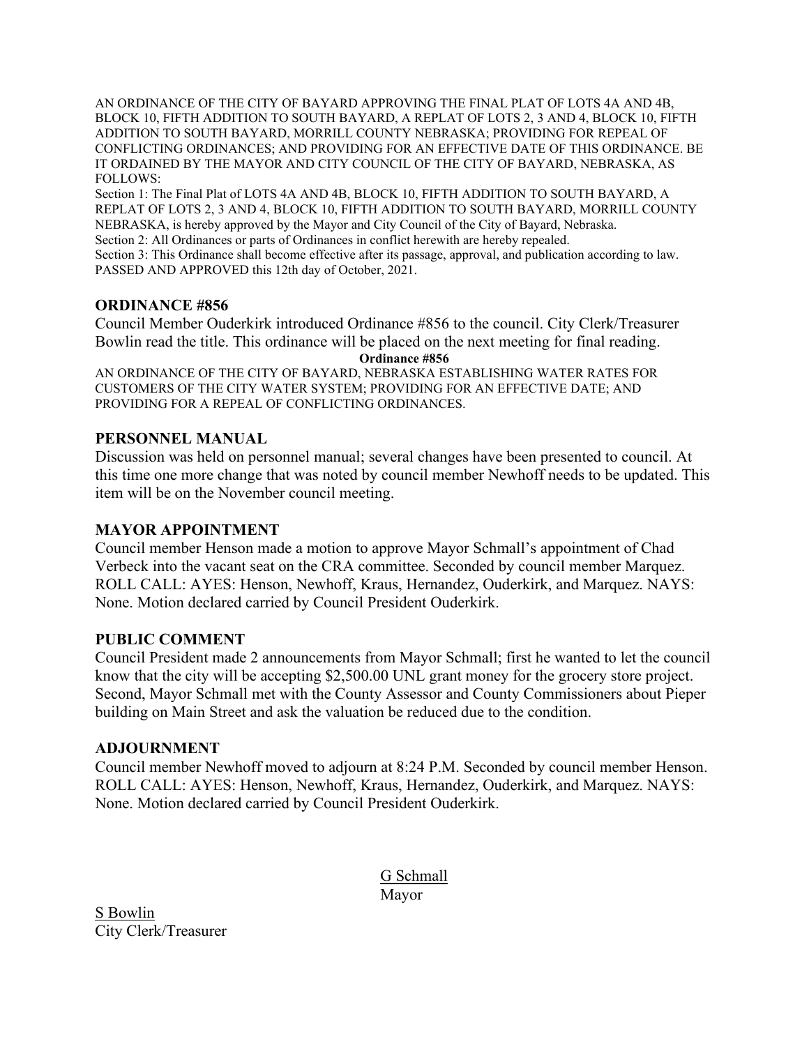AN ORDINANCE OF THE CITY OF BAYARD APPROVING THE FINAL PLAT OF LOTS 4A AND 4B, BLOCK 10, FIFTH ADDITION TO SOUTH BAYARD, A REPLAT OF LOTS 2, 3 AND 4, BLOCK 10, FIFTH ADDITION TO SOUTH BAYARD, MORRILL COUNTY NEBRASKA; PROVIDING FOR REPEAL OF CONFLICTING ORDINANCES; AND PROVIDING FOR AN EFFECTIVE DATE OF THIS ORDINANCE. BE IT ORDAINED BY THE MAYOR AND CITY COUNCIL OF THE CITY OF BAYARD, NEBRASKA, AS FOLLOWS:

Section 1: The Final Plat of LOTS 4A AND 4B, BLOCK 10, FIFTH ADDITION TO SOUTH BAYARD, A REPLAT OF LOTS 2, 3 AND 4, BLOCK 10, FIFTH ADDITION TO SOUTH BAYARD, MORRILL COUNTY NEBRASKA, is hereby approved by the Mayor and City Council of the City of Bayard, Nebraska.

Section 2: All Ordinances or parts of Ordinances in conflict herewith are hereby repealed.

Section 3: This Ordinance shall become effective after its passage, approval, and publication according to law.

PASSED AND APPROVED this 12th day of October, 2021.

## ORDINANCE #856

Council Member Ouderkirk introduced Ordinance #856 to the council. City Clerk/Treasurer Bowlin read the title. This ordinance will be placed on the next meeting for final reading.

**Ordinance #856**

AN ORDINANCE OF THE CITY OF BAYARD, NEBRASKA ESTABLISHING WATER RATES FOR CUSTOMERS OF THE CITY WATER SYSTEM; PROVIDING FOR AN EFFECTIVE DATE; AND PROVIDING FOR A REPEAL OF CONFLICTING ORDINANCES.

## PERSONNEL MANUAL

Discussion was held on personnel manual; several changes have been presented to council. At this time one more change that was noted by council member Newhoff needs to be updated. This item will be on the November council meeting.

## MAYOR APPOINTMENT

Council member Henson made a motion to approve Mayor Schmall's appointment of Chad Verbeck into the vacant seat on the CRA committee. Seconded by council member Marquez. ROLL CALL: AYES: Henson, Newhoff, Kraus, Hernandez, Ouderkirk, and Marquez. NAYS: None. Motion declared carried by Council President Ouderkirk.

## PUBLIC COMMENT

Council President made 2 announcements from Mayor Schmall; first he wanted to let the council know that the city will be accepting $2,500.00 UNL grant money for the grocery store project. Second, Mayor Schmall met with the County Assessor and County Commissioners about Pieper building on Main Street and ask the valuation be reduced due to the condition.

## ADJOURNMENT

Council member Newhoff moved to adjourn at 8:24 P.M. Seconded by council member Henson. ROLL CALL: AYES: Henson, Newhoff, Kraus, Hernandez, Ouderkirk, and Marquez. NAYS: None. Motion declared carried by Council President Ouderkirk.

G Schmall
Mayor

S Bowlin
City Clerk/Treasurer